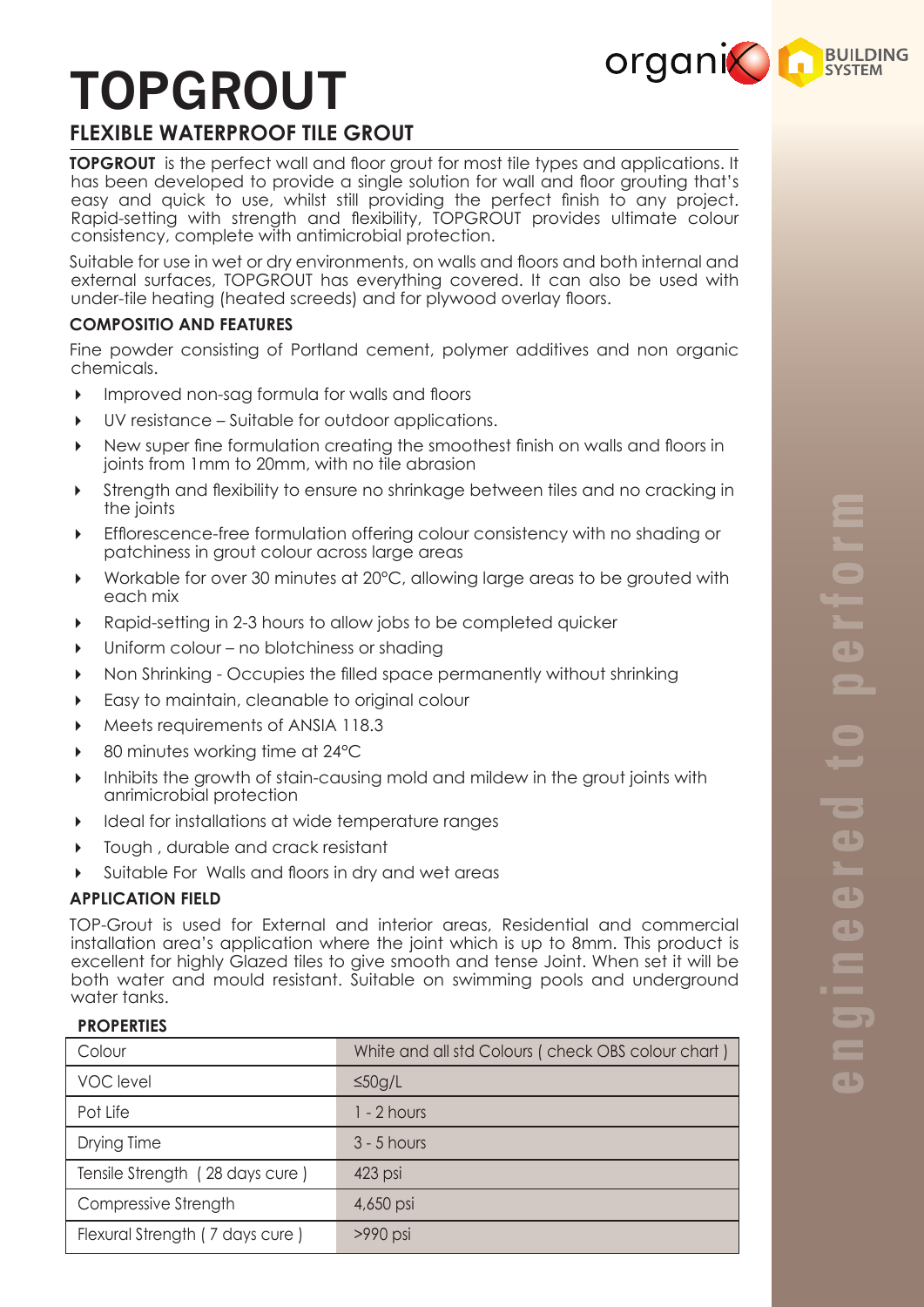# TOPGROUT

## FLEXIBLE WATERPROOF TILE GROUT

**TOPGROUT** is the perfect wall and floor grout for most tile types and applications. It has been developed to provide a single solution for wall and floor grouting that's easy and quick to use, whilst still providing the perfect finish to any project. Rapid-setting with strength and flexibility, TOPGROUT provides ultimate colour consistency, complete with antimicrobial protection.

Suitable for use in wet or dry environments, on walls and floors and both internal and external surfaces, TOPGROUT has everything covered. It can also be used with under-tile heating (heated screeds) and for plywood overlay floors.

### COMPOSITIO AND FEATURES

Fine powder consisting of Portland cement, polymer additives and non organic chemicals.

- Improved non-sag formula for walls and floors
- UV resistance – Suitable for outdoor applications.
- New super fine formulation creating the smoothest finish on walls and floors in joints from 1mm to 20mm, with no tile abrasion
- Strength and flexibility to ensure no shrinkage between tiles and no cracking in the joints
- Efflorescence-free formulation offering colour consistency with no shading or patchiness in grout colour across large areas
- Workable for over 30 minutes at 20°C, allowing large areas to be grouted with each mix
- Rapid-setting in 2-3 hours to allow jobs to be completed quicker
- Uniform colour – no blotchiness or shading
- Non Shrinking - Occupies the filled space permanently without shrinking
- Easy to maintain, cleanable to original colour
- Meets requirements of ANSIA 118.3
- 80 minutes working time at 24°C
- Inhibits the growth of stain-causing mold and mildew in the grout joints with anrimicrobial protection
- Ideal for installations at wide temperature ranges
- Tough , durable and crack resistant
- Suitable For Walls and floors in dry and wet areas

### APPLICATION FIELD

TOP-Grout is used for External and interior areas, Residential and commercial installation area's application where the joint which is up to 8mm. This product is excellent for highly Glazed tiles to give smooth and tense Joint. When set it will be both water and mould resistant. Suitable on swimming pools and underground water tanks.

### PROPERTIES

| Property | Value |
|---|---|
| Colour | White and all std Colours ( check OBS colour chart ) |
| VOC level | ≤50g/L |
| Pot Life | 1 - 2 hours |
| Drying Time | 3 - 5 hours |
| Tensile Strength ( 28 days cure ) | 423 psi |
| Compressive Strength | 4,650 psi |
| Flexural Strength ( 7 days cure ) | >990 psi |

engineered to perform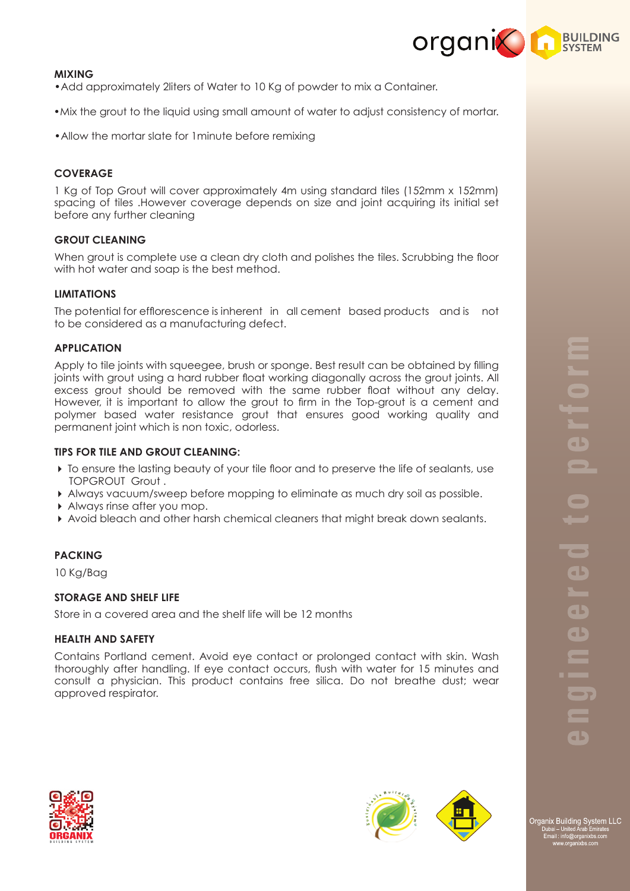## MIXING

- Add approximately 2liters of Water to 10 Kg of powder to mix a Container.
- Mix the grout to the liquid using small amount of water to adjust consistency of mortar.
- Allow the mortar slate for 1minute before remixing

## COVERAGE

1 Kg of Top Grout will cover approximately 4m using standard tiles (152mm x 152mm) spacing of tiles .However coverage depends on size and joint acquiring its initial set before any further cleaning

## GROUT CLEANING

When grout is complete use a clean dry cloth and polishes the tiles. Scrubbing the floor with hot water and soap is the best method.

## LIMITATIONS

The potential for efflorescence is inherent in all cement based products and is not to be considered as a manufacturing defect.

## APPLICATION

Apply to tile joints with squeegee, brush or sponge. Best result can be obtained by filling joints with grout using a hard rubber float working diagonally across the grout joints. All excess grout should be removed with the same rubber float without any delay. However, it is important to allow the grout to firm in the Top-grout is a cement and polymer based water resistance grout that ensures good working quality and permanent joint which is non toxic, odorless.

## TIPS FOR TILE AND GROUT CLEANING:

- To ensure the lasting beauty of your tile floor and to preserve the life of sealants, use TOPGROUT Grout .
- Always vacuum/sweep before mopping to eliminate as much dry soil as possible.
- Always rinse after you mop.
- Avoid bleach and other harsh chemical cleaners that might break down sealants.

## PACKING

10 Kg/Bag

## STORAGE AND SHELF LIFE

Store in a covered area and the shelf life will be 12 months

## HEALTH AND SAFETY

Contains Portland cement. Avoid eye contact or prolonged contact with skin. Wash thoroughly after handling. If eye contact occurs, flush with water for 15 minutes and consult a physician. This product contains free silica. Do not breathe dust; wear approved respirator.

engineered to perform

Organix Building System LLC
Dubai – United Arab Emirates
Email : info@organixbs.com
www.organixbs.com